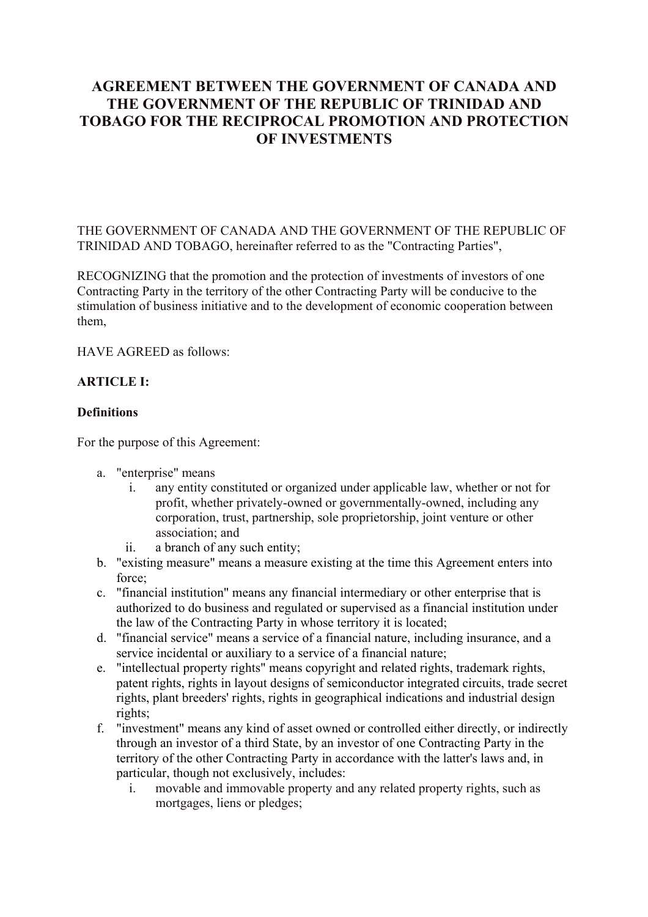# AGREEMENT BETWEEN THE GOVERNMENT OF CANADA AND THE GOVERNMENT OF THE REPUBLIC OF TRINIDAD AND TOBAGO FOR THE RECIPROCAL PROMOTION AND PROTECTION OF INVESTMENTS

THE GOVERNMENT OF CANADA AND THE GOVERNMENT OF THE REPUBLIC OF TRINIDAD AND TOBAGO, hereinafter referred to as the "Contracting Parties",

RECOGNIZING that the promotion and the protection of investments of investors of one Contracting Party in the territory of the other Contracting Party will be conducive to the stimulation of business initiative and to the development of economic cooperation between them,

HAVE AGREED as follows:

**ARTICLE I:**

**Definitions**

For the purpose of this Agreement:

a. "enterprise" means
    i. any entity constituted or organized under applicable law, whether or not for profit, whether privately-owned or governmentally-owned, including any corporation, trust, partnership, sole proprietorship, joint venture or other association; and
    ii. a branch of any such entity;
b. "existing measure" means a measure existing at the time this Agreement enters into force;
c. "financial institution" means any financial intermediary or other enterprise that is authorized to do business and regulated or supervised as a financial institution under the law of the Contracting Party in whose territory it is located;
d. "financial service" means a service of a financial nature, including insurance, and a service incidental or auxiliary to a service of a financial nature;
e. "intellectual property rights" means copyright and related rights, trademark rights, patent rights, rights in layout designs of semiconductor integrated circuits, trade secret rights, plant breeders' rights, rights in geographical indications and industrial design rights;
f. "investment" means any kind of asset owned or controlled either directly, or indirectly through an investor of a third State, by an investor of one Contracting Party in the territory of the other Contracting Party in accordance with the latter's laws and, in particular, though not exclusively, includes:
    i. movable and immovable property and any related property rights, such as mortgages, liens or pledges;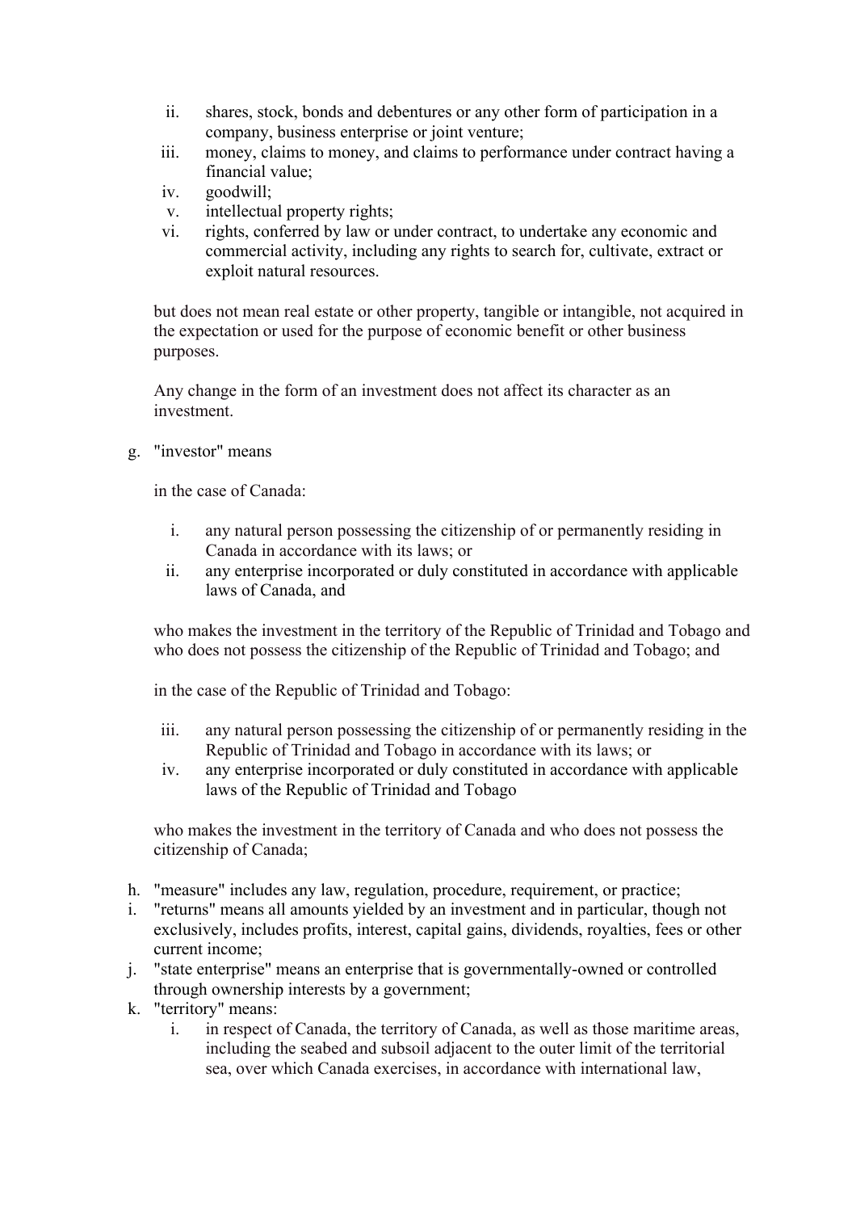ii. shares, stock, bonds and debentures or any other form of participation in a company, business enterprise or joint venture;
   iii. money, claims to money, and claims to performance under contract having a financial value;
   iv. goodwill;
   v. intellectual property rights;
   vi. rights, conferred by law or under contract, to undertake any economic and commercial activity, including any rights to search for, cultivate, extract or exploit natural resources.

   but does not mean real estate or other property, tangible or intangible, not acquired in the expectation or used for the purpose of economic benefit or other business purposes.

   Any change in the form of an investment does not affect its character as an investment.

g. "investor" means

   in the case of Canada:

   i. any natural person possessing the citizenship of or permanently residing in Canada in accordance with its laws; or
   ii. any enterprise incorporated or duly constituted in accordance with applicable laws of Canada, and

   who makes the investment in the territory of the Republic of Trinidad and Tobago and who does not possess the citizenship of the Republic of Trinidad and Tobago; and

   in the case of the Republic of Trinidad and Tobago:

   iii. any natural person possessing the citizenship of or permanently residing in the Republic of Trinidad and Tobago in accordance with its laws; or
   iv. any enterprise incorporated or duly constituted in accordance with applicable laws of the Republic of Trinidad and Tobago

   who makes the investment in the territory of Canada and who does not possess the citizenship of Canada;

h. "measure" includes any law, regulation, procedure, requirement, or practice;
i. "returns" means all amounts yielded by an investment and in particular, though not exclusively, includes profits, interest, capital gains, dividends, royalties, fees or other current income;
j. "state enterprise" means an enterprise that is governmentally-owned or controlled through ownership interests by a government;
k. "territory" means:
   i. in respect of Canada, the territory of Canada, as well as those maritime areas, including the seabed and subsoil adjacent to the outer limit of the territorial sea, over which Canada exercises, in accordance with international law,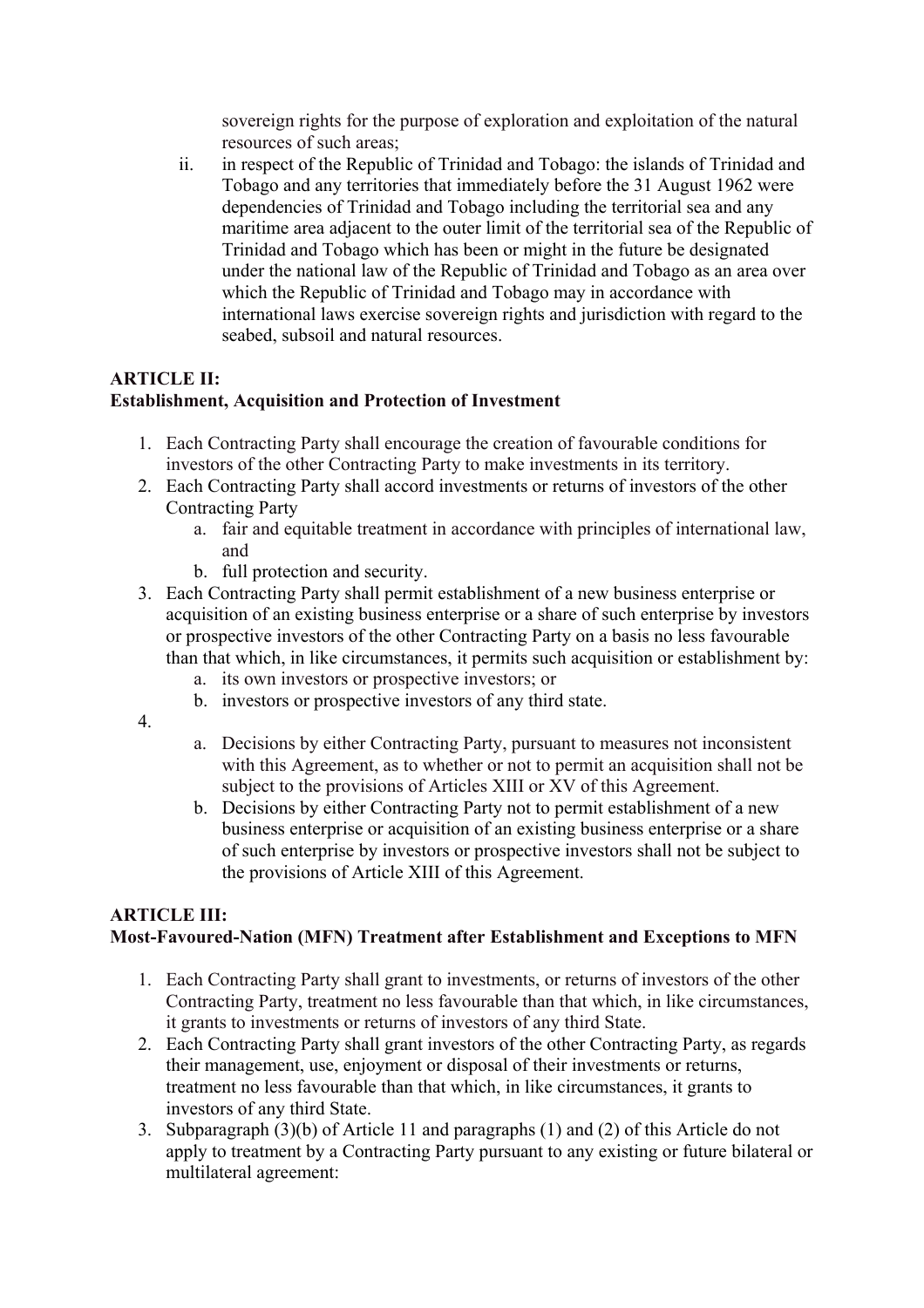sovereign rights for the purpose of exploration and exploitation of the natural resources of such areas;

ii. in respect of the Republic of Trinidad and Tobago: the islands of Trinidad and Tobago and any territories that immediately before the 31 August 1962 were dependencies of Trinidad and Tobago including the territorial sea and any maritime area adjacent to the outer limit of the territorial sea of the Republic of Trinidad and Tobago which has been or might in the future be designated under the national law of the Republic of Trinidad and Tobago as an area over which the Republic of Trinidad and Tobago may in accordance with international laws exercise sovereign rights and jurisdiction with regard to the seabed, subsoil and natural resources.

**ARTICLE II:**
**Establishment, Acquisition and Protection of Investment**

1. Each Contracting Party shall encourage the creation of favourable conditions for investors of the other Contracting Party to make investments in its territory.
2. Each Contracting Party shall accord investments or returns of investors of the other Contracting Party
   a. fair and equitable treatment in accordance with principles of international law, and
   b. full protection and security.
3. Each Contracting Party shall permit establishment of a new business enterprise or acquisition of an existing business enterprise or a share of such enterprise by investors or prospective investors of the other Contracting Party on a basis no less favourable than that which, in like circumstances, it permits such acquisition or establishment by:
   a. its own investors or prospective investors; or
   b. investors or prospective investors of any third state.
4. 
   a. Decisions by either Contracting Party, pursuant to measures not inconsistent with this Agreement, as to whether or not to permit an acquisition shall not be subject to the provisions of Articles XIII or XV of this Agreement.
   b. Decisions by either Contracting Party not to permit establishment of a new business enterprise or acquisition of an existing business enterprise or a share of such enterprise by investors or prospective investors shall not be subject to the provisions of Article XIII of this Agreement.

**ARTICLE III:**
**Most-Favoured-Nation (MFN) Treatment after Establishment and Exceptions to MFN**

1. Each Contracting Party shall grant to investments, or returns of investors of the other Contracting Party, treatment no less favourable than that which, in like circumstances, it grants to investments or returns of investors of any third State.
2. Each Contracting Party shall grant investors of the other Contracting Party, as regards their management, use, enjoyment or disposal of their investments or returns, treatment no less favourable than that which, in like circumstances, it grants to investors of any third State.
3. Subparagraph (3)(b) of Article 11 and paragraphs (1) and (2) of this Article do not apply to treatment by a Contracting Party pursuant to any existing or future bilateral or multilateral agreement: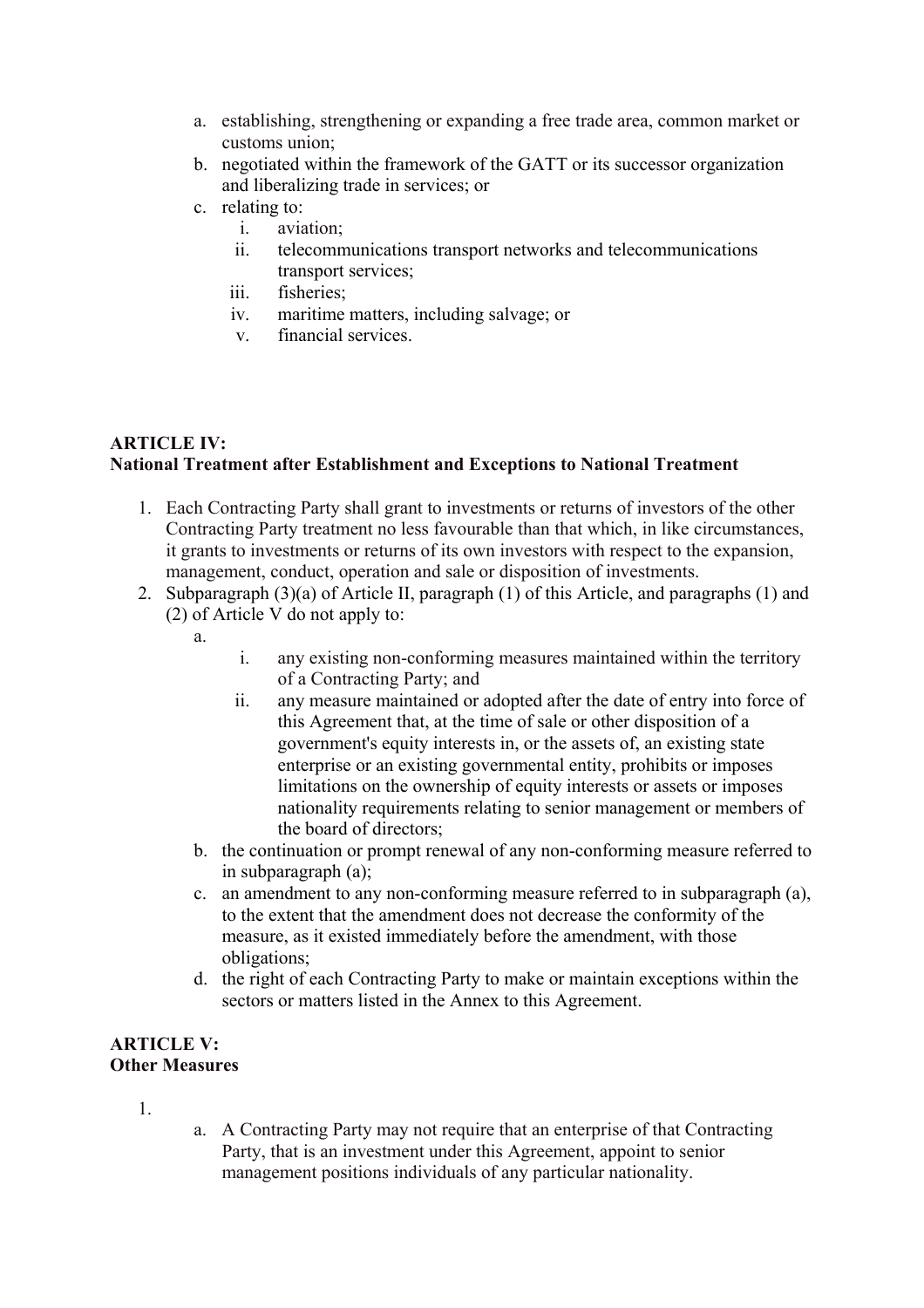a. establishing, strengthening or expanding a free trade area, common market or customs union;
b. negotiated within the framework of the GATT or its successor organization and liberalizing trade in services; or
c. relating to:
    i. aviation;
    ii. telecommunications transport networks and telecommunications transport services;
    iii. fisheries;
    iv. maritime matters, including salvage; or
    v. financial services.

**ARTICLE IV:**
**National Treatment after Establishment and Exceptions to National Treatment**

1. Each Contracting Party shall grant to investments or returns of investors of the other Contracting Party treatment no less favourable than that which, in like circumstances, it grants to investments or returns of its own investors with respect to the expansion, management, conduct, operation and sale or disposition of investments.
2. Subparagraph (3)(a) of Article II, paragraph (1) of this Article, and paragraphs (1) and (2) of Article V do not apply to:
    a.
        i. any existing non-conforming measures maintained within the territory of a Contracting Party; and
        ii. any measure maintained or adopted after the date of entry into force of this Agreement that, at the time of sale or other disposition of a government's equity interests in, or the assets of, an existing state enterprise or an existing governmental entity, prohibits or imposes limitations on the ownership of equity interests or assets or imposes nationality requirements relating to senior management or members of the board of directors;
    b. the continuation or prompt renewal of any non-conforming measure referred to in subparagraph (a);
    c. an amendment to any non-conforming measure referred to in subparagraph (a), to the extent that the amendment does not decrease the conformity of the measure, as it existed immediately before the amendment, with those obligations;
    d. the right of each Contracting Party to make or maintain exceptions within the sectors or matters listed in the Annex to this Agreement.

**ARTICLE V:**
**Other Measures**

1.
    a. A Contracting Party may not require that an enterprise of that Contracting Party, that is an investment under this Agreement, appoint to senior management positions individuals of any particular nationality.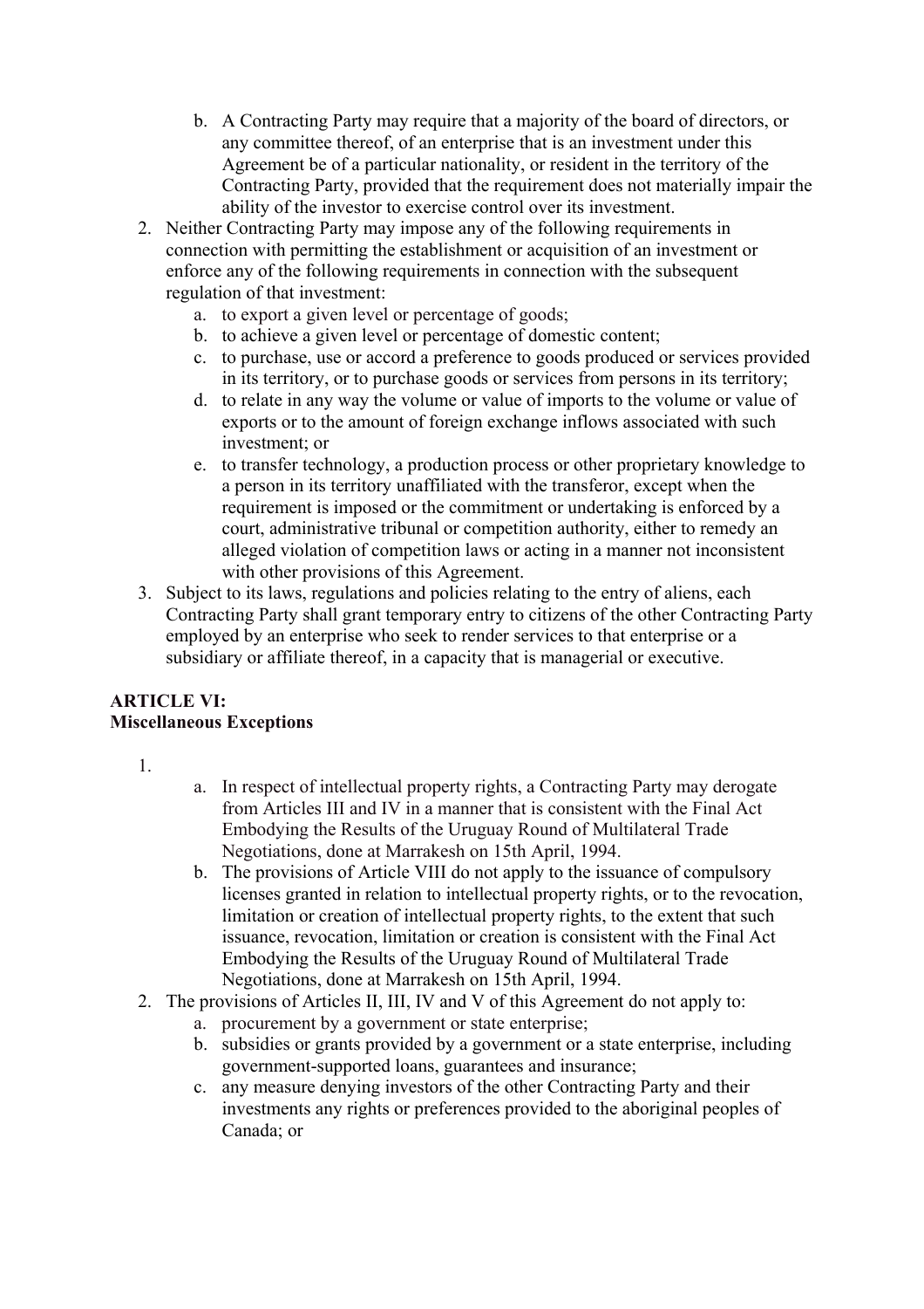b. A Contracting Party may require that a majority of the board of directors, or any committee thereof, of an enterprise that is an investment under this Agreement be of a particular nationality, or resident in the territory of the Contracting Party, provided that the requirement does not materially impair the ability of the investor to exercise control over its investment.

2. Neither Contracting Party may impose any of the following requirements in connection with permitting the establishment or acquisition of an investment or enforce any of the following requirements in connection with the subsequent regulation of that investment:
   a. to export a given level or percentage of goods;
   b. to achieve a given level or percentage of domestic content;
   c. to purchase, use or accord a preference to goods produced or services provided in its territory, or to purchase goods or services from persons in its territory;
   d. to relate in any way the volume or value of imports to the volume or value of exports or to the amount of foreign exchange inflows associated with such investment; or
   e. to transfer technology, a production process or other proprietary knowledge to a person in its territory unaffiliated with the transferor, except when the requirement is imposed or the commitment or undertaking is enforced by a court, administrative tribunal or competition authority, either to remedy an alleged violation of competition laws or acting in a manner not inconsistent with other provisions of this Agreement.
3. Subject to its laws, regulations and policies relating to the entry of aliens, each Contracting Party shall grant temporary entry to citizens of the other Contracting Party employed by an enterprise who seek to render services to that enterprise or a subsidiary or affiliate thereof, in a capacity that is managerial or executive.

**ARTICLE VI:**
**Miscellaneous Exceptions**

1. 
   a. In respect of intellectual property rights, a Contracting Party may derogate from Articles III and IV in a manner that is consistent with the Final Act Embodying the Results of the Uruguay Round of Multilateral Trade Negotiations, done at Marrakesh on 15th April, 1994.
   b. The provisions of Article VIII do not apply to the issuance of compulsory licenses granted in relation to intellectual property rights, or to the revocation, limitation or creation of intellectual property rights, to the extent that such issuance, revocation, limitation or creation is consistent with the Final Act Embodying the Results of the Uruguay Round of Multilateral Trade Negotiations, done at Marrakesh on 15th April, 1994.
2. The provisions of Articles II, III, IV and V of this Agreement do not apply to:
   a. procurement by a government or state enterprise;
   b. subsidies or grants provided by a government or a state enterprise, including government-supported loans, guarantees and insurance;
   c. any measure denying investors of the other Contracting Party and their investments any rights or preferences provided to the aboriginal peoples of Canada; or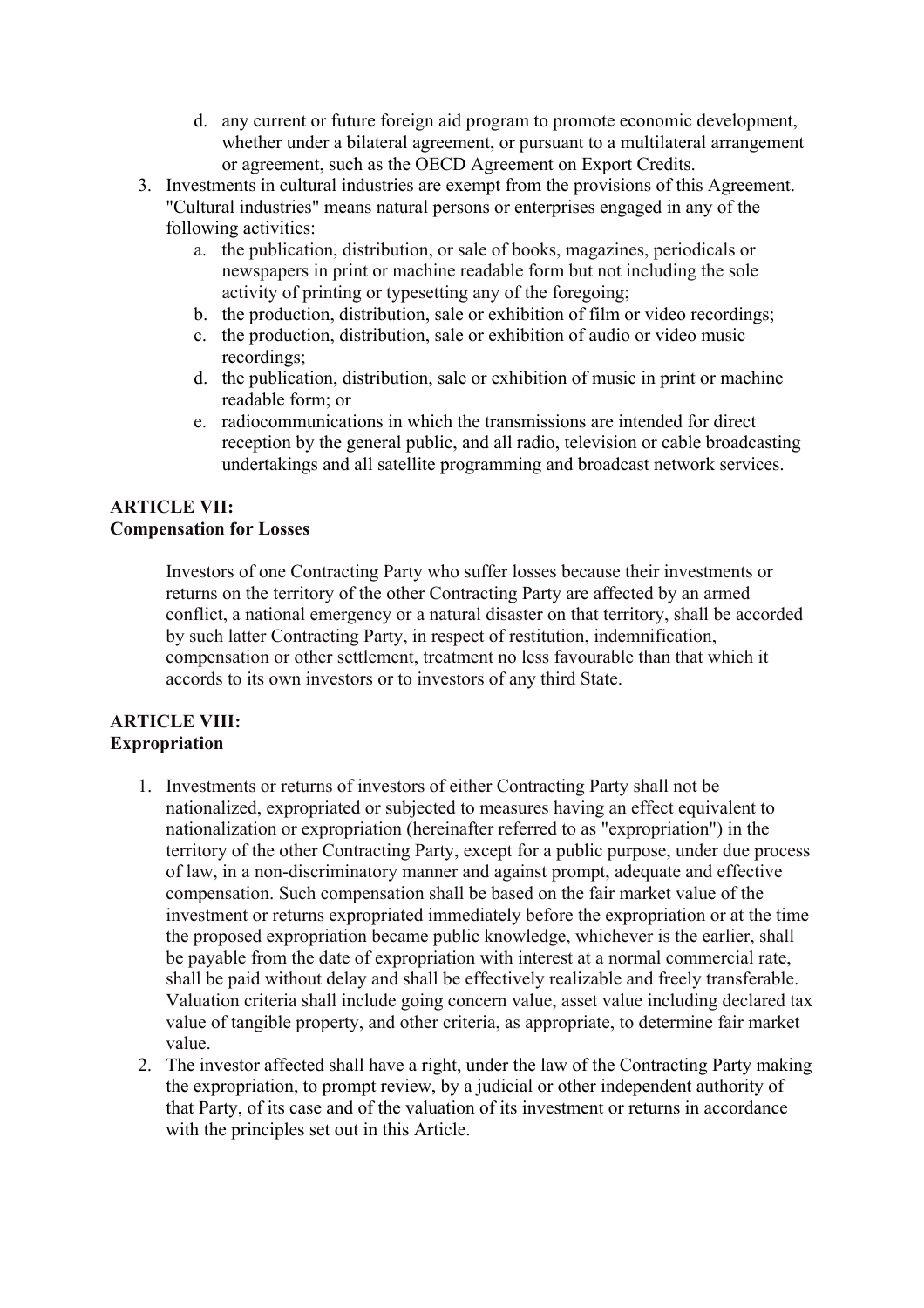d. any current or future foreign aid program to promote economic development, whether under a bilateral agreement, or pursuant to a multilateral arrangement or agreement, such as the OECD Agreement on Export Credits.

3. Investments in cultural industries are exempt from the provisions of this Agreement. "Cultural industries" means natural persons or enterprises engaged in any of the following activities:
   a. the publication, distribution, or sale of books, magazines, periodicals or newspapers in print or machine readable form but not including the sole activity of printing or typesetting any of the foregoing;
   b. the production, distribution, sale or exhibition of film or video recordings;
   c. the production, distribution, sale or exhibition of audio or video music recordings;
   d. the publication, distribution, sale or exhibition of music in print or machine readable form; or
   e. radiocommunications in which the transmissions are intended for direct reception by the general public, and all radio, television or cable broadcasting undertakings and all satellite programming and broadcast network services.

**ARTICLE VII:**
**Compensation for Losses**

Investors of one Contracting Party who suffer losses because their investments or returns on the territory of the other Contracting Party are affected by an armed conflict, a national emergency or a natural disaster on that territory, shall be accorded by such latter Contracting Party, in respect of restitution, indemnification, compensation or other settlement, treatment no less favourable than that which it accords to its own investors or to investors of any third State.

**ARTICLE VIII:**
**Expropriation**

1. Investments or returns of investors of either Contracting Party shall not be nationalized, expropriated or subjected to measures having an effect equivalent to nationalization or expropriation (hereinafter referred to as "expropriation") in the territory of the other Contracting Party, except for a public purpose, under due process of law, in a non-discriminatory manner and against prompt, adequate and effective compensation. Such compensation shall be based on the fair market value of the investment or returns expropriated immediately before the expropriation or at the time the proposed expropriation became public knowledge, whichever is the earlier, shall be payable from the date of expropriation with interest at a normal commercial rate, shall be paid without delay and shall be effectively realizable and freely transferable. Valuation criteria shall include going concern value, asset value including declared tax value of tangible property, and other criteria, as appropriate, to determine fair market value.
2. The investor affected shall have a right, under the law of the Contracting Party making the expropriation, to prompt review, by a judicial or other independent authority of that Party, of its case and of the valuation of its investment or returns in accordance with the principles set out in this Article.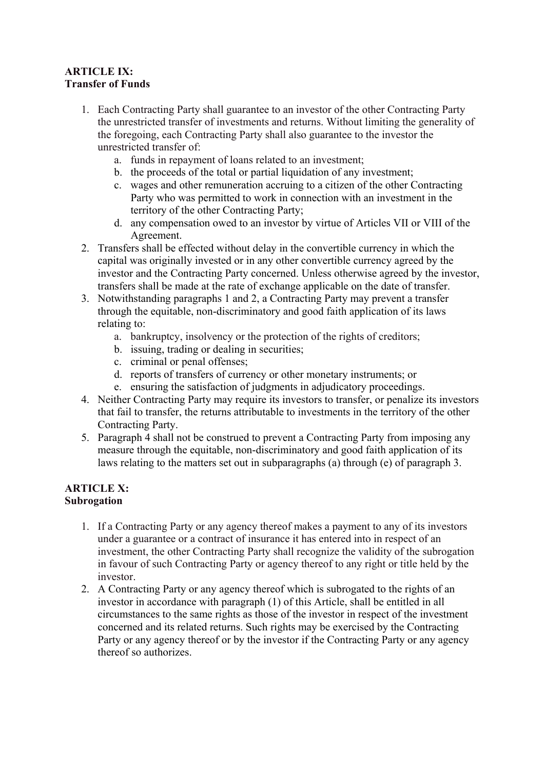**ARTICLE IX:**
**Transfer of Funds**

1. Each Contracting Party shall guarantee to an investor of the other Contracting Party the unrestricted transfer of investments and returns. Without limiting the generality of the foregoing, each Contracting Party shall also guarantee to the investor the unrestricted transfer of:
   a. funds in repayment of loans related to an investment;
   b. the proceeds of the total or partial liquidation of any investment;
   c. wages and other remuneration accruing to a citizen of the other Contracting Party who was permitted to work in connection with an investment in the territory of the other Contracting Party;
   d. any compensation owed to an investor by virtue of Articles VII or VIII of the Agreement.
2. Transfers shall be effected without delay in the convertible currency in which the capital was originally invested or in any other convertible currency agreed by the investor and the Contracting Party concerned. Unless otherwise agreed by the investor, transfers shall be made at the rate of exchange applicable on the date of transfer.
3. Notwithstanding paragraphs 1 and 2, a Contracting Party may prevent a transfer through the equitable, non-discriminatory and good faith application of its laws relating to:
   a. bankruptcy, insolvency or the protection of the rights of creditors;
   b. issuing, trading or dealing in securities;
   c. criminal or penal offenses;
   d. reports of transfers of currency or other monetary instruments; or
   e. ensuring the satisfaction of judgments in adjudicatory proceedings.
4. Neither Contracting Party may require its investors to transfer, or penalize its investors that fail to transfer, the returns attributable to investments in the territory of the other Contracting Party.
5. Paragraph 4 shall not be construed to prevent a Contracting Party from imposing any measure through the equitable, non-discriminatory and good faith application of its laws relating to the matters set out in subparagraphs (a) through (e) of paragraph 3.

**ARTICLE X:**
**Subrogation**

1. If a Contracting Party or any agency thereof makes a payment to any of its investors under a guarantee or a contract of insurance it has entered into in respect of an investment, the other Contracting Party shall recognize the validity of the subrogation in favour of such Contracting Party or agency thereof to any right or title held by the investor.
2. A Contracting Party or any agency thereof which is subrogated to the rights of an investor in accordance with paragraph (1) of this Article, shall be entitled in all circumstances to the same rights as those of the investor in respect of the investment concerned and its related returns. Such rights may be exercised by the Contracting Party or any agency thereof or by the investor if the Contracting Party or any agency thereof so authorizes.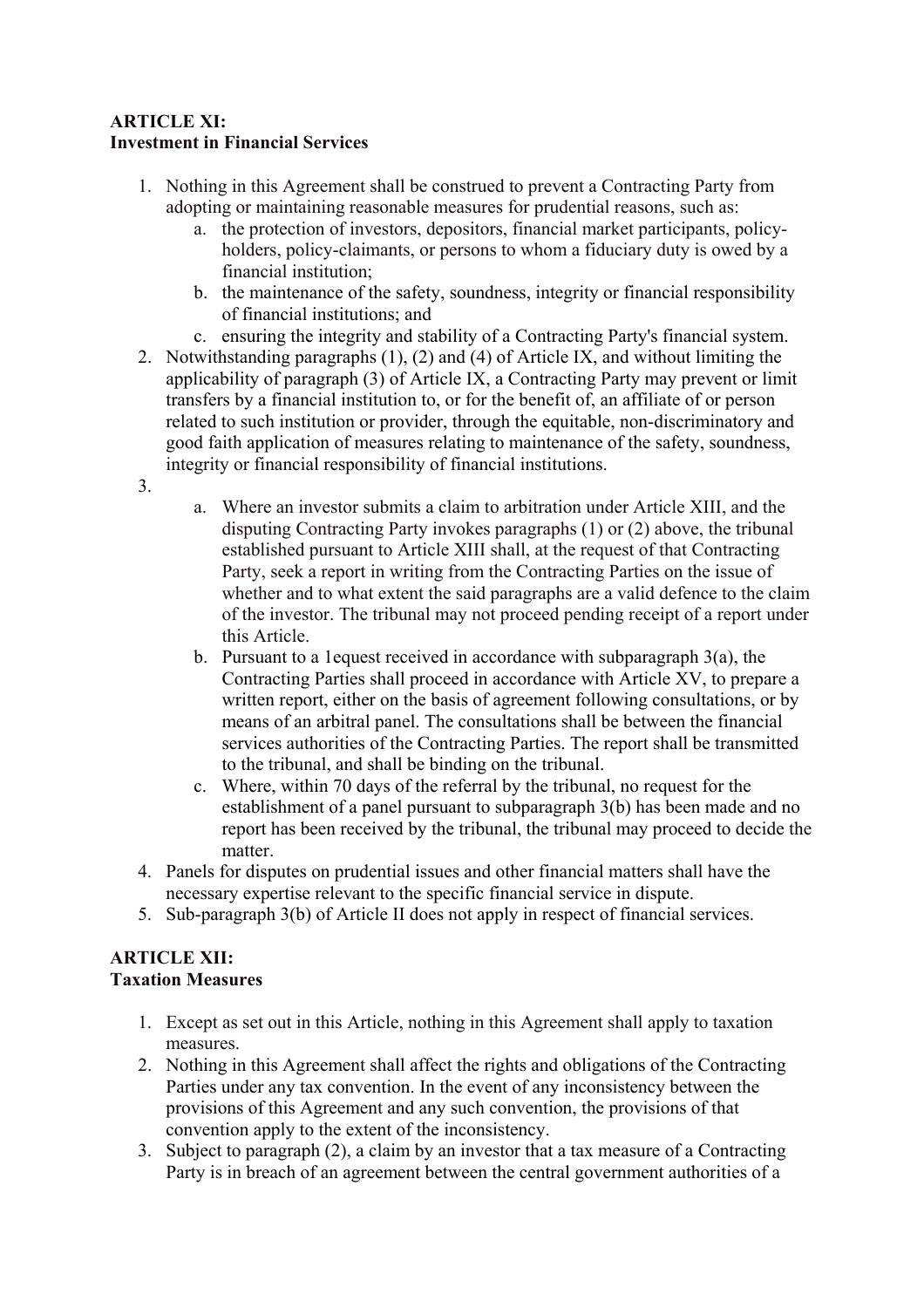**ARTICLE XI:**
**Investment in Financial Services**

1. Nothing in this Agreement shall be construed to prevent a Contracting Party from adopting or maintaining reasonable measures for prudential reasons, such as:
    a. the protection of investors, depositors, financial market participants, policy-holders, policy-claimants, or persons to whom a fiduciary duty is owed by a financial institution;
    b. the maintenance of the safety, soundness, integrity or financial responsibility of financial institutions; and
    c. ensuring the integrity and stability of a Contracting Party's financial system.
2. Notwithstanding paragraphs (1), (2) and (4) of Article IX, and without limiting the applicability of paragraph (3) of Article IX, a Contracting Party may prevent or limit transfers by a financial institution to, or for the benefit of, an affiliate of or person related to such institution or provider, through the equitable, non-discriminatory and good faith application of measures relating to maintenance of the safety, soundness, integrity or financial responsibility of financial institutions.
3. 
    a. Where an investor submits a claim to arbitration under Article XIII, and the disputing Contracting Party invokes paragraphs (1) or (2) above, the tribunal established pursuant to Article XIII shall, at the request of that Contracting Party, seek a report in writing from the Contracting Parties on the issue of whether and to what extent the said paragraphs are a valid defence to the claim of the investor. The tribunal may not proceed pending receipt of a report under this Article.
    b. Pursuant to a 1equest received in accordance with subparagraph 3(a), the Contracting Parties shall proceed in accordance with Article XV, to prepare a written report, either on the basis of agreement following consultations, or by means of an arbitral panel. The consultations shall be between the financial services authorities of the Contracting Parties. The report shall be transmitted to the tribunal, and shall be binding on the tribunal.
    c. Where, within 70 days of the referral by the tribunal, no request for the establishment of a panel pursuant to subparagraph 3(b) has been made and no report has been received by the tribunal, the tribunal may proceed to decide the matter.
4. Panels for disputes on prudential issues and other financial matters shall have the necessary expertise relevant to the specific financial service in dispute.
5. Sub-paragraph 3(b) of Article II does not apply in respect of financial services.

**ARTICLE XII:**
**Taxation Measures**

1. Except as set out in this Article, nothing in this Agreement shall apply to taxation measures.
2. Nothing in this Agreement shall affect the rights and obligations of the Contracting Parties under any tax convention. In the event of any inconsistency between the provisions of this Agreement and any such convention, the provisions of that convention apply to the extent of the inconsistency.
3. Subject to paragraph (2), a claim by an investor that a tax measure of a Contracting Party is in breach of an agreement between the central government authorities of a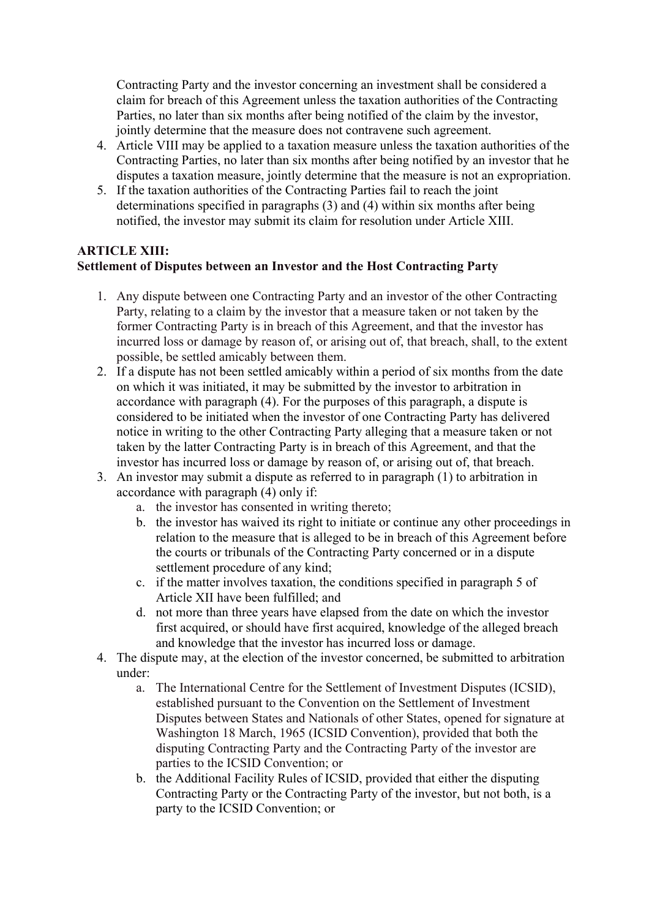Contracting Party and the investor concerning an investment shall be considered a claim for breach of this Agreement unless the taxation authorities of the Contracting Parties, no later than six months after being notified of the claim by the investor, jointly determine that the measure does not contravene such agreement.

4. Article VIII may be applied to a taxation measure unless the taxation authorities of the Contracting Parties, no later than six months after being notified by an investor that he disputes a taxation measure, jointly determine that the measure is not an expropriation.
5. If the taxation authorities of the Contracting Parties fail to reach the joint determinations specified in paragraphs (3) and (4) within six months after being notified, the investor may submit its claim for resolution under Article XIII.

**ARTICLE XIII:**
**Settlement of Disputes between an Investor and the Host Contracting Party**

1. Any dispute between one Contracting Party and an investor of the other Contracting Party, relating to a claim by the investor that a measure taken or not taken by the former Contracting Party is in breach of this Agreement, and that the investor has incurred loss or damage by reason of, or arising out of, that breach, shall, to the extent possible, be settled amicably between them.
2. If a dispute has not been settled amicably within a period of six months from the date on which it was initiated, it may be submitted by the investor to arbitration in accordance with paragraph (4). For the purposes of this paragraph, a dispute is considered to be initiated when the investor of one Contracting Party has delivered notice in writing to the other Contracting Party alleging that a measure taken or not taken by the latter Contracting Party is in breach of this Agreement, and that the investor has incurred loss or damage by reason of, or arising out of, that breach.
3. An investor may submit a dispute as referred to in paragraph (1) to arbitration in accordance with paragraph (4) only if:
    a. the investor has consented in writing thereto;
    b. the investor has waived its right to initiate or continue any other proceedings in relation to the measure that is alleged to be in breach of this Agreement before the courts or tribunals of the Contracting Party concerned or in a dispute settlement procedure of any kind;
    c. if the matter involves taxation, the conditions specified in paragraph 5 of Article XII have been fulfilled; and
    d. not more than three years have elapsed from the date on which the investor first acquired, or should have first acquired, knowledge of the alleged breach and knowledge that the investor has incurred loss or damage.
4. The dispute may, at the election of the investor concerned, be submitted to arbitration under:
    a. The International Centre for the Settlement of Investment Disputes (ICSID), established pursuant to the Convention on the Settlement of Investment Disputes between States and Nationals of other States, opened for signature at Washington 18 March, 1965 (ICSID Convention), provided that both the disputing Contracting Party and the Contracting Party of the investor are parties to the ICSID Convention; or
    b. the Additional Facility Rules of ICSID, provided that either the disputing Contracting Party or the Contracting Party of the investor, but not both, is a party to the ICSID Convention; or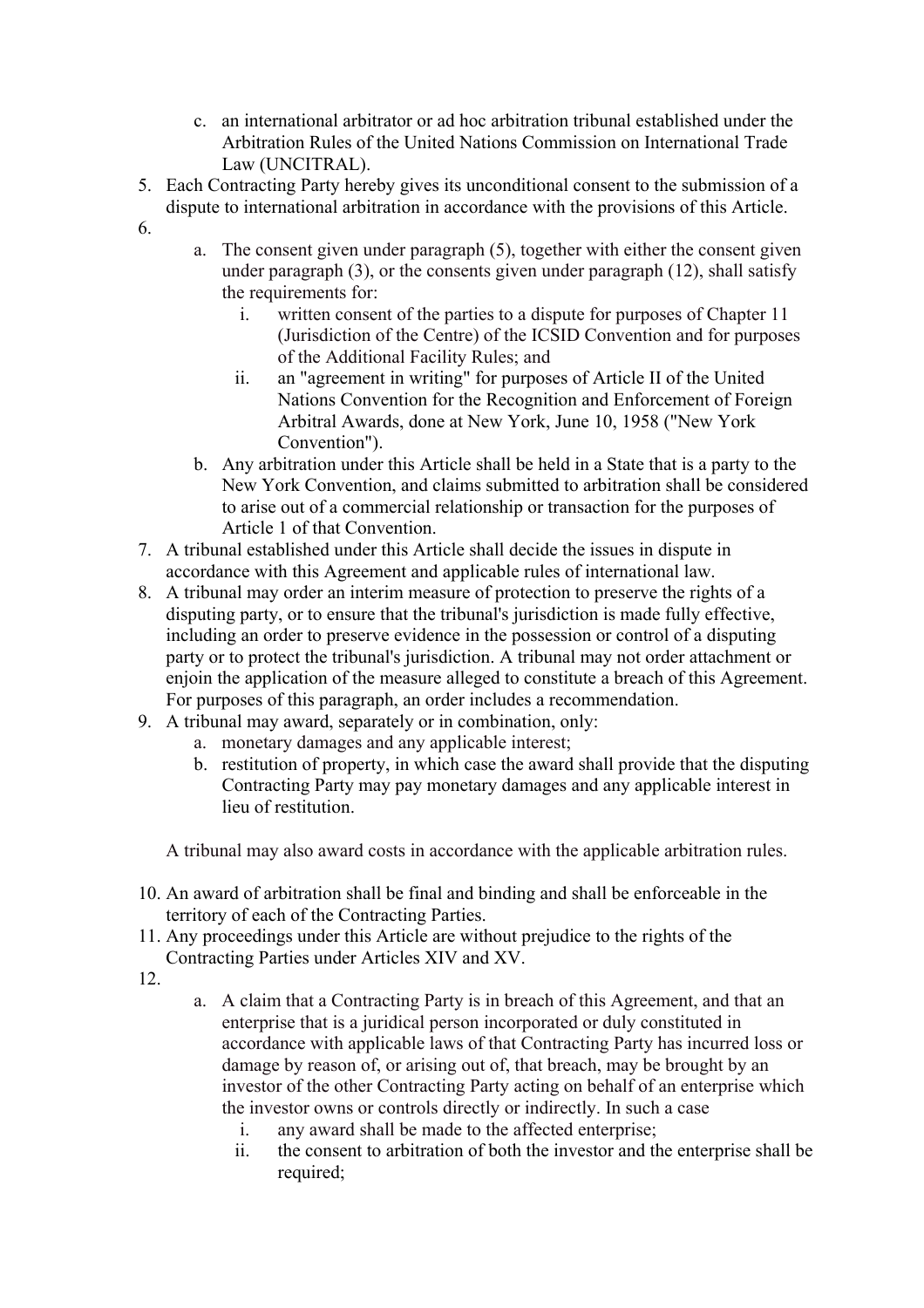c. an international arbitrator or ad hoc arbitration tribunal established under the Arbitration Rules of the United Nations Commission on International Trade Law (UNCITRAL).

5. Each Contracting Party hereby gives its unconditional consent to the submission of a dispute to international arbitration in accordance with the provisions of this Article.
6. 
   a. The consent given under paragraph (5), together with either the consent given under paragraph (3), or the consents given under paragraph (12), shall satisfy the requirements for:
      i. written consent of the parties to a dispute for purposes of Chapter 11 (Jurisdiction of the Centre) of the ICSID Convention and for purposes of the Additional Facility Rules; and
      ii. an "agreement in writing" for purposes of Article II of the United Nations Convention for the Recognition and Enforcement of Foreign Arbitral Awards, done at New York, June 10, 1958 ("New York Convention").
   b. Any arbitration under this Article shall be held in a State that is a party to the New York Convention, and claims submitted to arbitration shall be considered to arise out of a commercial relationship or transaction for the purposes of Article 1 of that Convention.
7. A tribunal established under this Article shall decide the issues in dispute in accordance with this Agreement and applicable rules of international law.
8. A tribunal may order an interim measure of protection to preserve the rights of a disputing party, or to ensure that the tribunal's jurisdiction is made fully effective, including an order to preserve evidence in the possession or control of a disputing party or to protect the tribunal's jurisdiction. A tribunal may not order attachment or enjoin the application of the measure alleged to constitute a breach of this Agreement. For purposes of this paragraph, an order includes a recommendation.
9. A tribunal may award, separately or in combination, only:
   a. monetary damages and any applicable interest;
   b. restitution of property, in which case the award shall provide that the disputing Contracting Party may pay monetary damages and any applicable interest in lieu of restitution.

   A tribunal may also award costs in accordance with the applicable arbitration rules.

10. An award of arbitration shall be final and binding and shall be enforceable in the territory of each of the Contracting Parties.
11. Any proceedings under this Article are without prejudice to the rights of the Contracting Parties under Articles XIV and XV.
12. 
    a. A claim that a Contracting Party is in breach of this Agreement, and that an enterprise that is a juridical person incorporated or duly constituted in accordance with applicable laws of that Contracting Party has incurred loss or damage by reason of, or arising out of, that breach, may be brought by an investor of the other Contracting Party acting on behalf of an enterprise which the investor owns or controls directly or indirectly. In such a case
       i. any award shall be made to the affected enterprise;
       ii. the consent to arbitration of both the investor and the enterprise shall be required;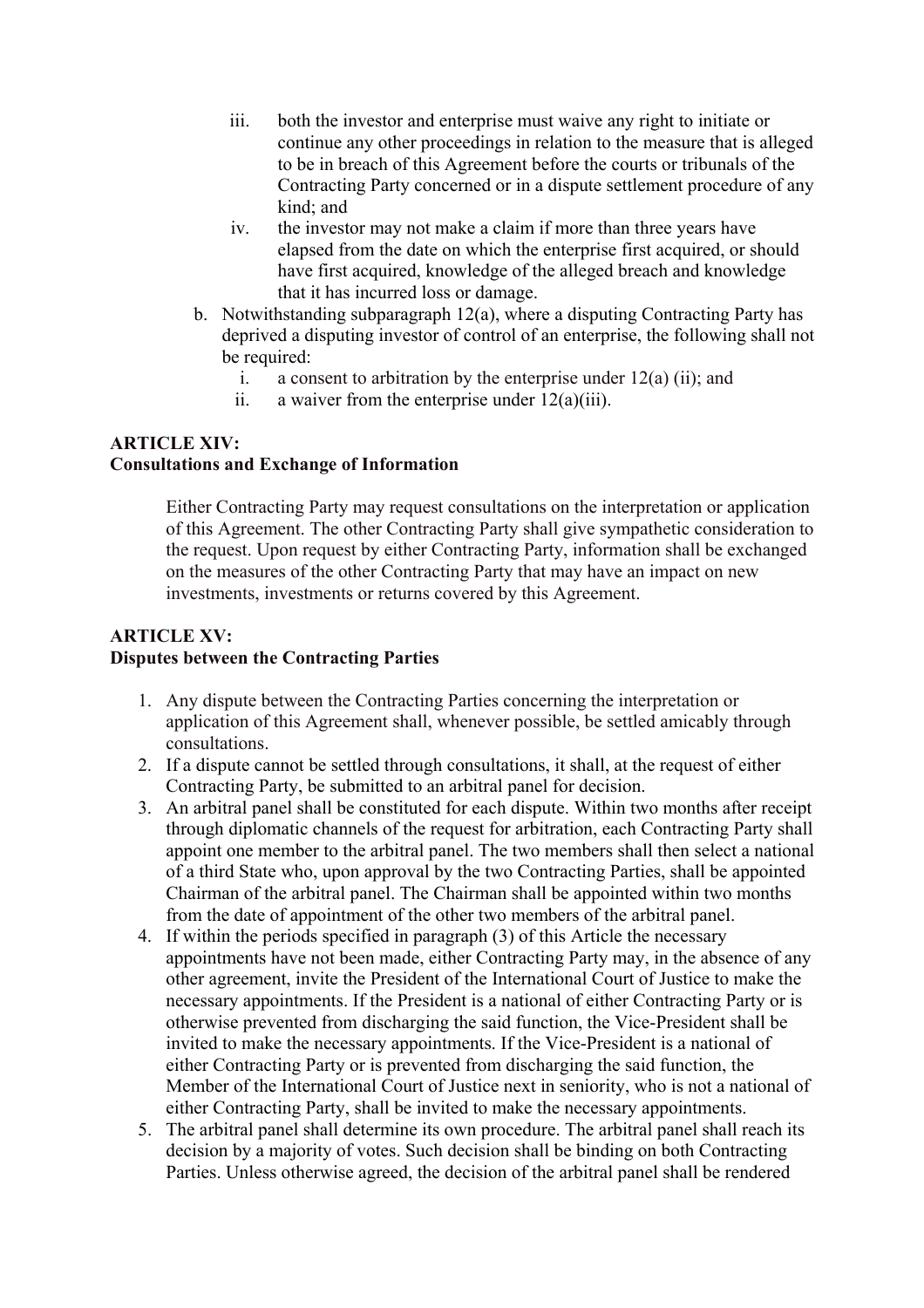iii. both the investor and enterprise must waive any right to initiate or continue any other proceedings in relation to the measure that is alleged to be in breach of this Agreement before the courts or tribunals of the Contracting Party concerned or in a dispute settlement procedure of any kind; and
   iv. the investor may not make a claim if more than three years have elapsed from the date on which the enterprise first acquired, or should have first acquired, knowledge of the alleged breach and knowledge that it has incurred loss or damage.

b. Notwithstanding subparagraph 12(a), where a disputing Contracting Party has deprived a disputing investor of control of an enterprise, the following shall not be required:
   i. a consent to arbitration by the enterprise under 12(a) (ii); and
   ii. a waiver from the enterprise under 12(a)(iii).

**ARTICLE XIV:**
**Consultations and Exchange of Information**

Either Contracting Party may request consultations on the interpretation or application of this Agreement. The other Contracting Party shall give sympathetic consideration to the request. Upon request by either Contracting Party, information shall be exchanged on the measures of the other Contracting Party that may have an impact on new investments, investments or returns covered by this Agreement.

**ARTICLE XV:**
**Disputes between the Contracting Parties**

1. Any dispute between the Contracting Parties concerning the interpretation or application of this Agreement shall, whenever possible, be settled amicably through consultations.
2. If a dispute cannot be settled through consultations, it shall, at the request of either Contracting Party, be submitted to an arbitral panel for decision.
3. An arbitral panel shall be constituted for each dispute. Within two months after receipt through diplomatic channels of the request for arbitration, each Contracting Party shall appoint one member to the arbitral panel. The two members shall then select a national of a third State who, upon approval by the two Contracting Parties, shall be appointed Chairman of the arbitral panel. The Chairman shall be appointed within two months from the date of appointment of the other two members of the arbitral panel.
4. If within the periods specified in paragraph (3) of this Article the necessary appointments have not been made, either Contracting Party may, in the absence of any other agreement, invite the President of the International Court of Justice to make the necessary appointments. If the President is a national of either Contracting Party or is otherwise prevented from discharging the said function, the Vice-President shall be invited to make the necessary appointments. If the Vice-President is a national of either Contracting Party or is prevented from discharging the said function, the Member of the International Court of Justice next in seniority, who is not a national of either Contracting Party, shall be invited to make the necessary appointments.
5. The arbitral panel shall determine its own procedure. The arbitral panel shall reach its decision by a majority of votes. Such decision shall be binding on both Contracting Parties. Unless otherwise agreed, the decision of the arbitral panel shall be rendered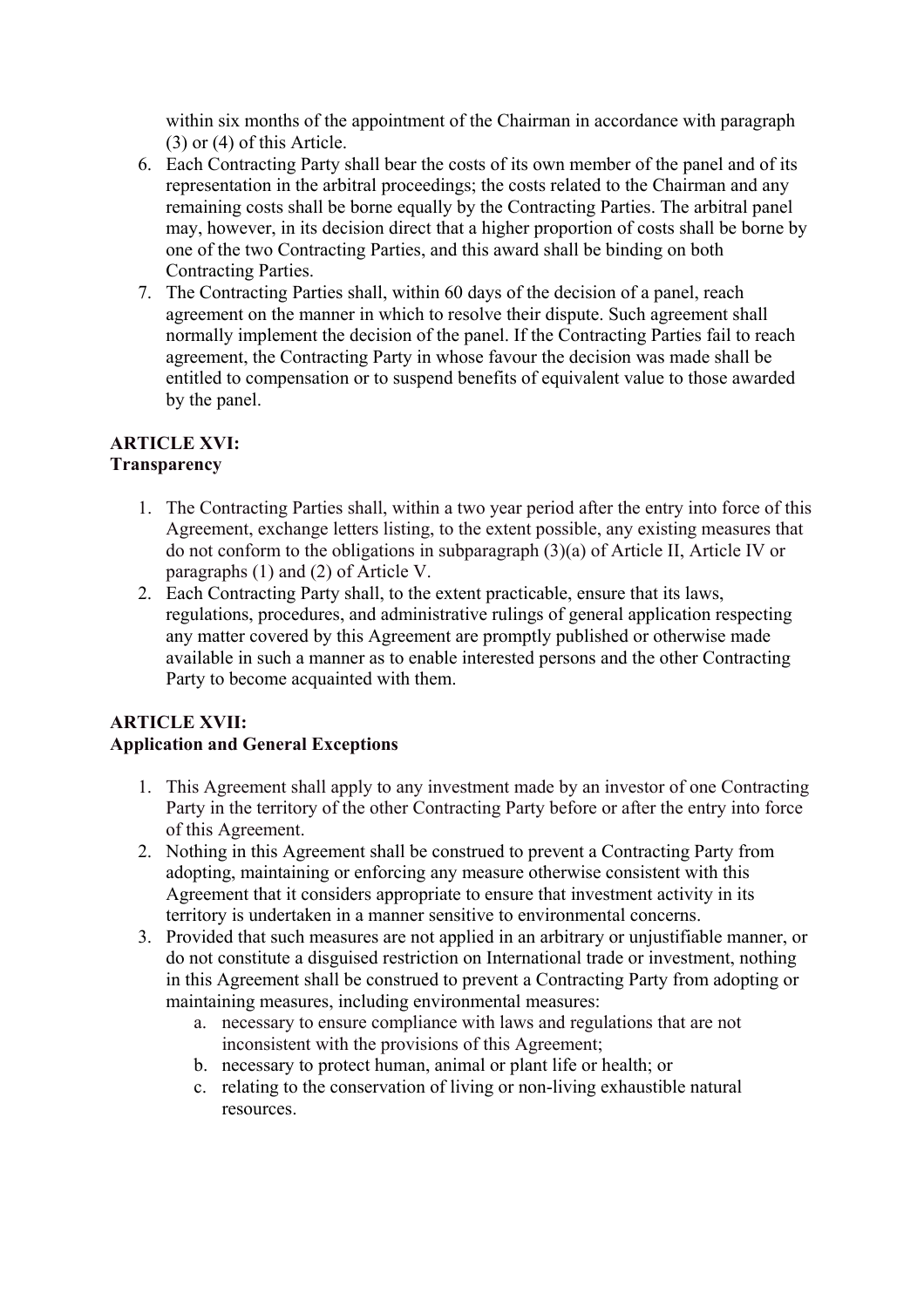within six months of the appointment of the Chairman in accordance with paragraph (3) or (4) of this Article.

6. Each Contracting Party shall bear the costs of its own member of the panel and of its representation in the arbitral proceedings; the costs related to the Chairman and any remaining costs shall be borne equally by the Contracting Parties. The arbitral panel may, however, in its decision direct that a higher proportion of costs shall be borne by one of the two Contracting Parties, and this award shall be binding on both Contracting Parties.
7. The Contracting Parties shall, within 60 days of the decision of a panel, reach agreement on the manner in which to resolve their dispute. Such agreement shall normally implement the decision of the panel. If the Contracting Parties fail to reach agreement, the Contracting Party in whose favour the decision was made shall be entitled to compensation or to suspend benefits of equivalent value to those awarded by the panel.

**ARTICLE XVI:**
**Transparency**

1. The Contracting Parties shall, within a two year period after the entry into force of this Agreement, exchange letters listing, to the extent possible, any existing measures that do not conform to the obligations in subparagraph (3)(a) of Article II, Article IV or paragraphs (1) and (2) of Article V.
2. Each Contracting Party shall, to the extent practicable, ensure that its laws, regulations, procedures, and administrative rulings of general application respecting any matter covered by this Agreement are promptly published or otherwise made available in such a manner as to enable interested persons and the other Contracting Party to become acquainted with them.

**ARTICLE XVII:**
**Application and General Exceptions**

1. This Agreement shall apply to any investment made by an investor of one Contracting Party in the territory of the other Contracting Party before or after the entry into force of this Agreement.
2. Nothing in this Agreement shall be construed to prevent a Contracting Party from adopting, maintaining or enforcing any measure otherwise consistent with this Agreement that it considers appropriate to ensure that investment activity in its territory is undertaken in a manner sensitive to environmental concerns.
3. Provided that such measures are not applied in an arbitrary or unjustifiable manner, or do not constitute a disguised restriction on International trade or investment, nothing in this Agreement shall be construed to prevent a Contracting Party from adopting or maintaining measures, including environmental measures:
    a. necessary to ensure compliance with laws and regulations that are not inconsistent with the provisions of this Agreement;
    b. necessary to protect human, animal or plant life or health; or
    c. relating to the conservation of living or non-living exhaustible natural resources.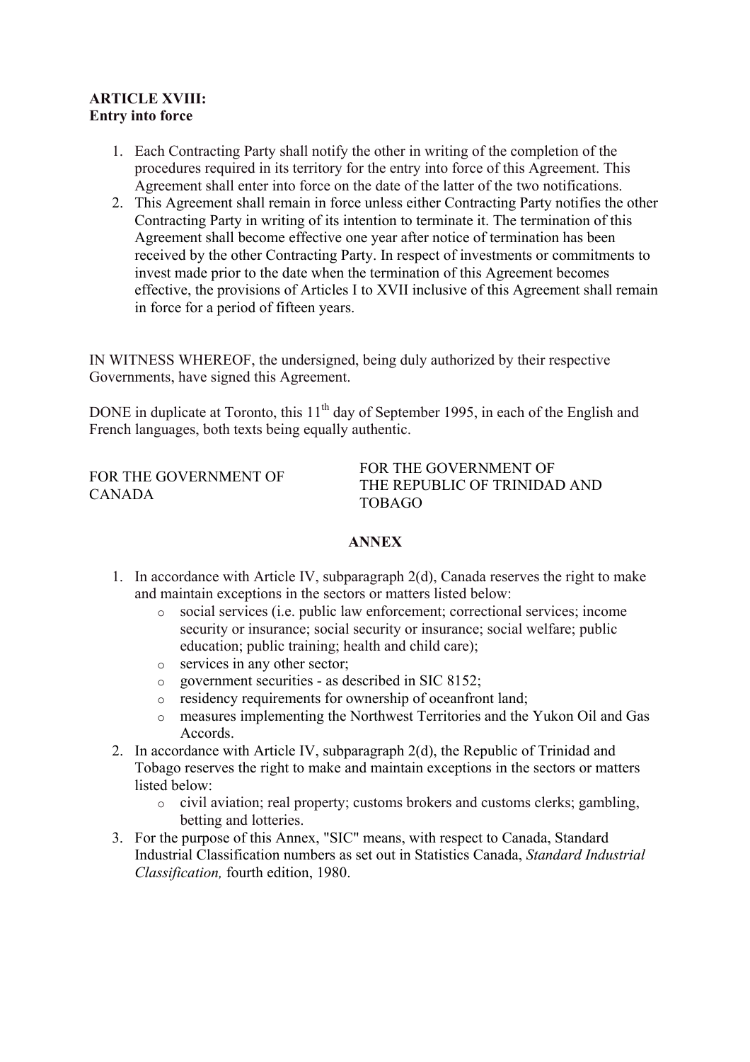**ARTICLE XVIII:**
**Entry into force**

1. Each Contracting Party shall notify the other in writing of the completion of the procedures required in its territory for the entry into force of this Agreement. This Agreement shall enter into force on the date of the latter of the two notifications.
2. This Agreement shall remain in force unless either Contracting Party notifies the other Contracting Party in writing of its intention to terminate it. The termination of this Agreement shall become effective one year after notice of termination has been received by the other Contracting Party. In respect of investments or commitments to invest made prior to the date when the termination of this Agreement becomes effective, the provisions of Articles I to XVII inclusive of this Agreement shall remain in force for a period of fifteen years.

IN WITNESS WHEREOF, the undersigned, being duly authorized by their respective Governments, have signed this Agreement.

DONE in duplicate at Toronto, this 11th day of September 1995, in each of the English and French languages, both texts being equally authentic.

| | |
|---|---|
| FOR THE GOVERNMENT OF CANADA | FOR THE GOVERNMENT OF THE REPUBLIC OF TRINIDAD AND TOBAGO |

**ANNEX**

1. In accordance with Article IV, subparagraph 2(d), Canada reserves the right to make and maintain exceptions in the sectors or matters listed below:
   - social services (i.e. public law enforcement; correctional services; income security or insurance; social security or insurance; social welfare; public education; public training; health and child care);
   - services in any other sector;
   - government securities - as described in SIC 8152;
   - residency requirements for ownership of oceanfront land;
   - measures implementing the Northwest Territories and the Yukon Oil and Gas Accords.
2. In accordance with Article IV, subparagraph 2(d), the Republic of Trinidad and Tobago reserves the right to make and maintain exceptions in the sectors or matters listed below:
   - civil aviation; real property; customs brokers and customs clerks; gambling, betting and lotteries.
3. For the purpose of this Annex, "SIC" means, with respect to Canada, Standard Industrial Classification numbers as set out in Statistics Canada, *Standard Industrial Classification,* fourth edition, 1980.